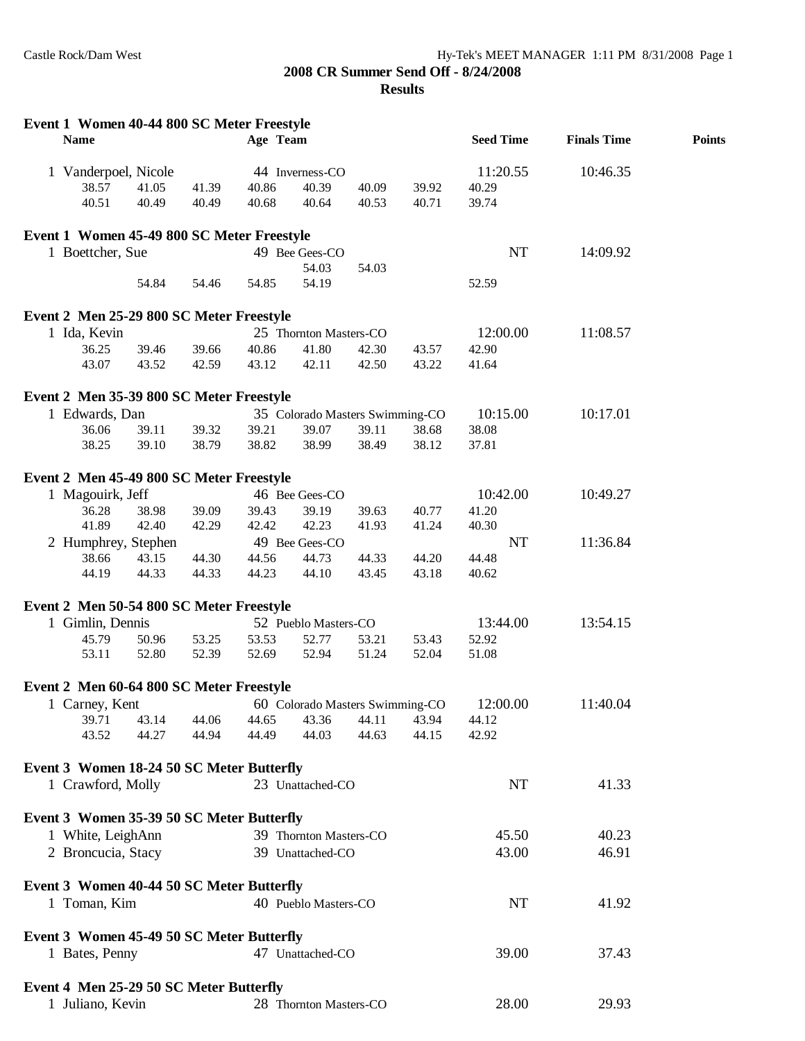**2008 CR Summer Send Off - 8/24/2008**

**Results**

### Event 1 Women 40-44 800 SC Meter Freestyle

| Name | Age | Team | Seed Time | Finals Time | Points |
|---|---|---|---|---|---|
| 1 Vanderpoel, Nicole | 44 | Inverness-CO | 11:20.55 | 10:46.35 | |

38.57 41.05 41.39 40.86 40.39 40.09 39.92 40.29
40.51 40.49 40.49 40.68 40.64 40.53 40.71 39.74

### Event 1 Women 45-49 800 SC Meter Freestyle

| Name | Age | Team | Seed Time | Finals Time | Points |
|---|---|---|---|---|---|
| 1 Boettcher, Sue | 49 | Bee Gees-CO | NT | 14:09.92 | |

54.03 54.03
54.84 54.46 54.85 54.19 52.59

### Event 2 Men 25-29 800 SC Meter Freestyle

| Name | Age | Team | Seed Time | Finals Time | Points |
|---|---|---|---|---|---|
| 1 Ida, Kevin | 25 | Thornton Masters-CO | 12:00.00 | 11:08.57 | |

36.25 39.46 39.66 40.86 41.80 42.30 43.57 42.90
43.07 43.52 42.59 43.12 42.11 42.50 43.22 41.64

### Event 2 Men 35-39 800 SC Meter Freestyle

| Name | Age | Team | Seed Time | Finals Time | Points |
|---|---|---|---|---|---|
| 1 Edwards, Dan | 35 | Colorado Masters Swimming-CO | 10:15.00 | 10:17.01 | |

36.06 39.11 39.32 39.21 39.07 39.11 38.68 38.08
38.25 39.10 38.79 38.82 38.99 38.49 38.12 37.81

### Event 2 Men 45-49 800 SC Meter Freestyle

| Name | Age | Team | Seed Time | Finals Time | Points |
|---|---|---|---|---|---|
| 1 Magouirk, Jeff | 46 | Bee Gees-CO | 10:42.00 | 10:49.27 | |

36.28 38.98 39.09 39.43 39.19 39.63 40.77 41.20
41.89 42.40 42.29 42.42 42.23 41.93 41.24 40.30

| Name | Age | Team | Seed Time | Finals Time | Points |
|---|---|---|---|---|---|
| 2 Humphrey, Stephen | 49 | Bee Gees-CO | NT | 11:36.84 | |

38.66 43.15 44.30 44.56 44.73 44.33 44.20 44.48
44.19 44.33 44.33 44.23 44.10 43.45 43.18 40.62

### Event 2 Men 50-54 800 SC Meter Freestyle

| Name | Age | Team | Seed Time | Finals Time | Points |
|---|---|---|---|---|---|
| 1 Gimlin, Dennis | 52 | Pueblo Masters-CO | 13:44.00 | 13:54.15 | |

45.79 50.96 53.25 53.53 52.77 53.21 53.43 52.92
53.11 52.80 52.39 52.69 52.94 51.24 52.04 51.08

### Event 2 Men 60-64 800 SC Meter Freestyle

| Name | Age | Team | Seed Time | Finals Time | Points |
|---|---|---|---|---|---|
| 1 Carney, Kent | 60 | Colorado Masters Swimming-CO | 12:00.00 | 11:40.04 | |

39.71 43.14 44.06 44.65 43.36 44.11 43.94 44.12
43.52 44.27 44.94 44.49 44.03 44.63 44.15 42.92

### Event 3 Women 18-24 50 SC Meter Butterfly

| Name | Age | Team | Seed Time | Finals Time | Points |
|---|---|---|---|---|---|
| 1 Crawford, Molly | 23 | Unattached-CO | NT | 41.33 | |

### Event 3 Women 35-39 50 SC Meter Butterfly

| Name | Age | Team | Seed Time | Finals Time | Points |
|---|---|---|---|---|---|
| 1 White, LeighAnn | 39 | Thornton Masters-CO | 45.50 | 40.23 | |
| 2 Broncucia, Stacy | 39 | Unattached-CO | 43.00 | 46.91 | |

### Event 3 Women 40-44 50 SC Meter Butterfly

| Name | Age | Team | Seed Time | Finals Time | Points |
|---|---|---|---|---|---|
| 1 Toman, Kim | 40 | Pueblo Masters-CO | NT | 41.92 | |

### Event 3 Women 45-49 50 SC Meter Butterfly

| Name | Age | Team | Seed Time | Finals Time | Points |
|---|---|---|---|---|---|
| 1 Bates, Penny | 47 | Unattached-CO | 39.00 | 37.43 | |

### Event 4 Men 25-29 50 SC Meter Butterfly

| Name | Age | Team | Seed Time | Finals Time | Points |
|---|---|---|---|---|---|
| 1 Juliano, Kevin | 28 | Thornton Masters-CO | 28.00 | 29.93 | |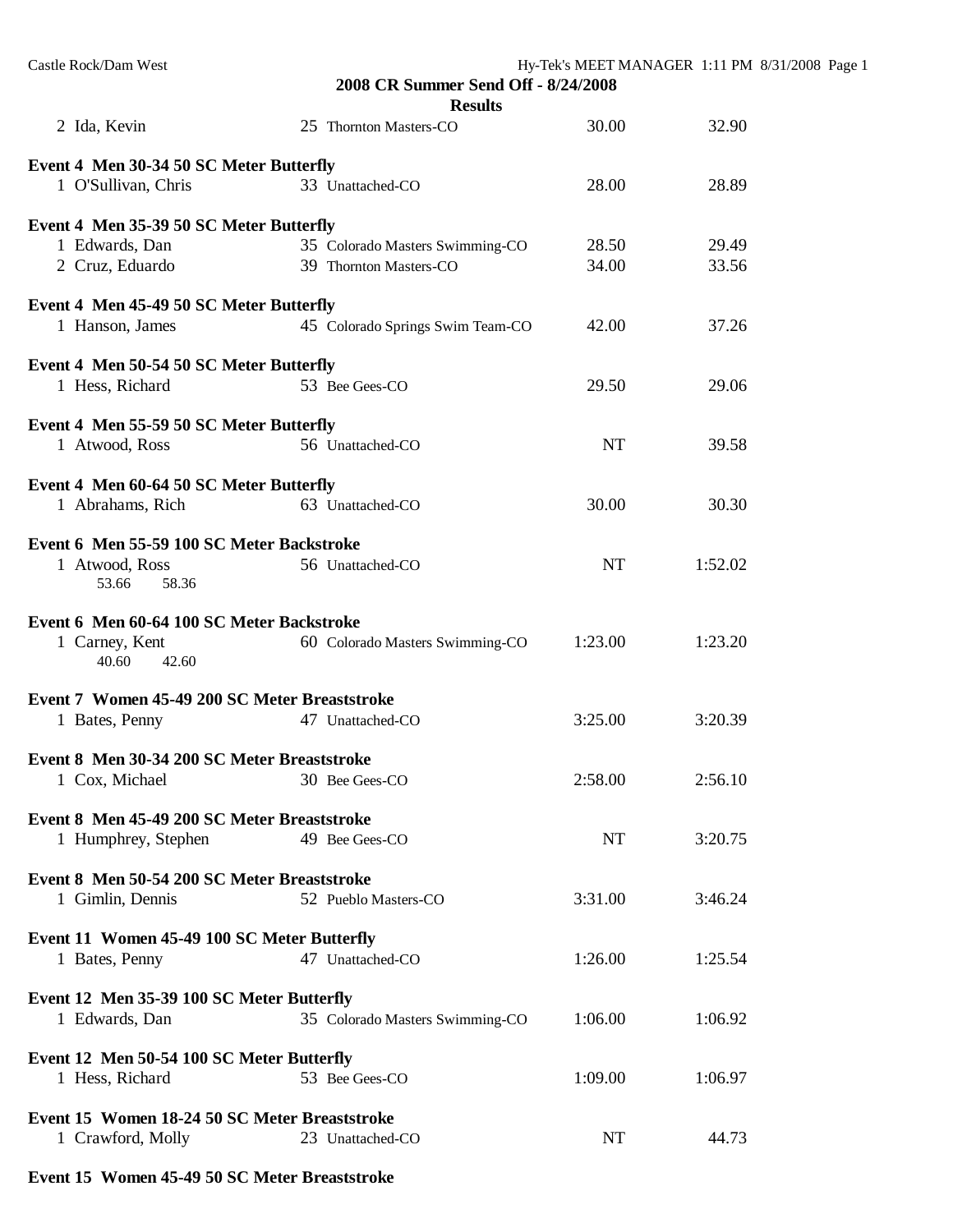## 2008 CR Summer Send Off - 8/24/2008

### Results

| | | | | |
|---|---|---|---|---|
| 2 Ida, Kevin | 25 | Thornton Masters-CO | 30.00 | 32.90 |

**Event 4 Men 30-34 50 SC Meter Butterfly**

| | | | | |
|---|---|---|---|---|
| 1 O'Sullivan, Chris | 33 | Unattached-CO | 28.00 | 28.89 |

**Event 4 Men 35-39 50 SC Meter Butterfly**

| | | | | |
|---|---|---|---|---|
| 1 Edwards, Dan | 35 | Colorado Masters Swimming-CO | 28.50 | 29.49 |
| 2 Cruz, Eduardo | 39 | Thornton Masters-CO | 34.00 | 33.56 |

**Event 4 Men 45-49 50 SC Meter Butterfly**

| | | | | |
|---|---|---|---|---|
| 1 Hanson, James | 45 | Colorado Springs Swim Team-CO | 42.00 | 37.26 |

**Event 4 Men 50-54 50 SC Meter Butterfly**

| | | | | |
|---|---|---|---|---|
| 1 Hess, Richard | 53 | Bee Gees-CO | 29.50 | 29.06 |

**Event 4 Men 55-59 50 SC Meter Butterfly**

| | | | | |
|---|---|---|---|---|
| 1 Atwood, Ross | 56 | Unattached-CO | NT | 39.58 |

**Event 4 Men 60-64 50 SC Meter Butterfly**

| | | | | |
|---|---|---|---|---|
| 1 Abrahams, Rich | 63 | Unattached-CO | 30.00 | 30.30 |

**Event 6 Men 55-59 100 SC Meter Backstroke**

| | | | | |
|---|---|---|---|---|
| 1 Atwood, Ross | 56 | Unattached-CO | NT | 1:52.02 |
| 53.66 58.36 | | | | |

**Event 6 Men 60-64 100 SC Meter Backstroke**

| | | | | |
|---|---|---|---|---|
| 1 Carney, Kent | 60 | Colorado Masters Swimming-CO | 1:23.00 | 1:23.20 |
| 40.60 42.60 | | | | |

**Event 7 Women 45-49 200 SC Meter Breaststroke**

| | | | | |
|---|---|---|---|---|
| 1 Bates, Penny | 47 | Unattached-CO | 3:25.00 | 3:20.39 |

**Event 8 Men 30-34 200 SC Meter Breaststroke**

| | | | | |
|---|---|---|---|---|
| 1 Cox, Michael | 30 | Bee Gees-CO | 2:58.00 | 2:56.10 |

**Event 8 Men 45-49 200 SC Meter Breaststroke**

| | | | | |
|---|---|---|---|---|
| 1 Humphrey, Stephen | 49 | Bee Gees-CO | NT | 3:20.75 |

**Event 8 Men 50-54 200 SC Meter Breaststroke**

| | | | | |
|---|---|---|---|---|
| 1 Gimlin, Dennis | 52 | Pueblo Masters-CO | 3:31.00 | 3:46.24 |

**Event 11 Women 45-49 100 SC Meter Butterfly**

| | | | | |
|---|---|---|---|---|
| 1 Bates, Penny | 47 | Unattached-CO | 1:26.00 | 1:25.54 |

**Event 12 Men 35-39 100 SC Meter Butterfly**

| | | | | |
|---|---|---|---|---|
| 1 Edwards, Dan | 35 | Colorado Masters Swimming-CO | 1:06.00 | 1:06.92 |

**Event 12 Men 50-54 100 SC Meter Butterfly**

| | | | | |
|---|---|---|---|---|
| 1 Hess, Richard | 53 | Bee Gees-CO | 1:09.00 | 1:06.97 |

**Event 15 Women 18-24 50 SC Meter Breaststroke**

| | | | | |
|---|---|---|---|---|
| 1 Crawford, Molly | 23 | Unattached-CO | NT | 44.73 |

**Event 15 Women 45-49 50 SC Meter Breaststroke**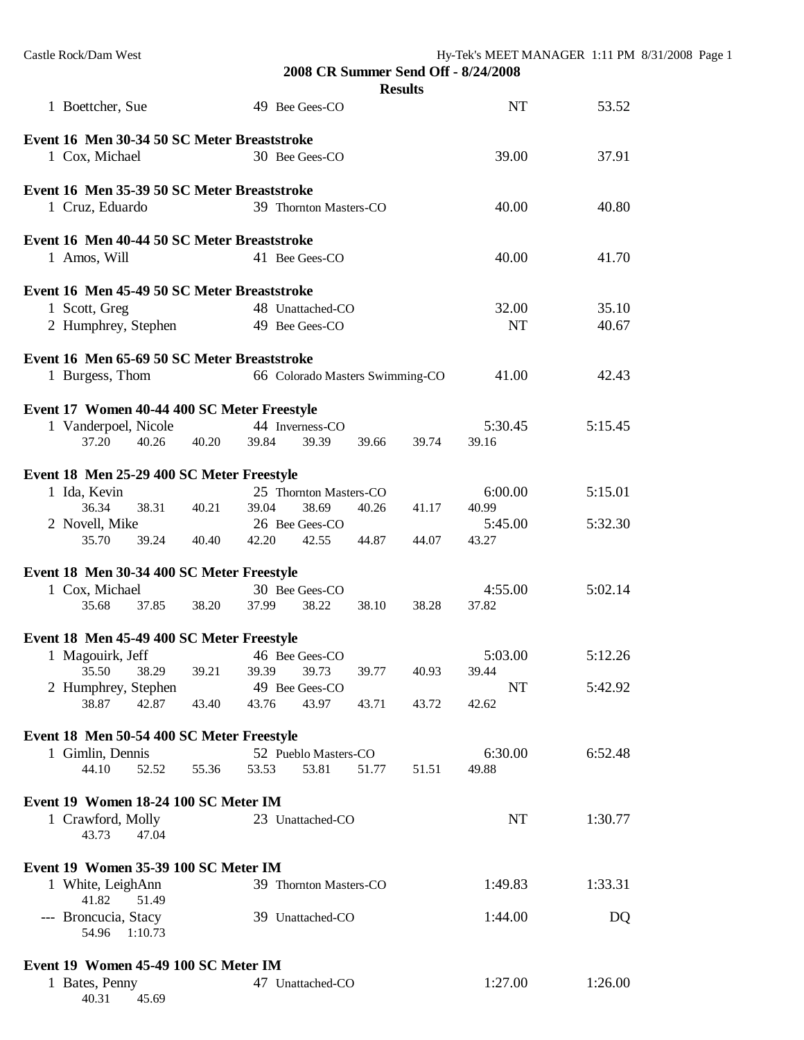## 2008 CR Summer Send Off - 8/24/2008

### Results

| | Name | Age | Team | Seed Time | Finals Time |
|---|---|---|---|---|---|
| 1 | Boettcher, Sue | 49 | Bee Gees-CO | NT | 53.52 |

**Event 16 Men 30-34 50 SC Meter Breaststroke**

| | Name | Age | Team | Seed Time | Finals Time |
|---|---|---|---|---|---|
| 1 | Cox, Michael | 30 | Bee Gees-CO | 39.00 | 37.91 |

**Event 16 Men 35-39 50 SC Meter Breaststroke**

| | Name | Age | Team | Seed Time | Finals Time |
|---|---|---|---|---|---|
| 1 | Cruz, Eduardo | 39 | Thornton Masters-CO | 40.00 | 40.80 |

**Event 16 Men 40-44 50 SC Meter Breaststroke**

| | Name | Age | Team | Seed Time | Finals Time |
|---|---|---|---|---|---|
| 1 | Amos, Will | 41 | Bee Gees-CO | 40.00 | 41.70 |

**Event 16 Men 45-49 50 SC Meter Breaststroke**

| | Name | Age | Team | Seed Time | Finals Time |
|---|---|---|---|---|---|
| 1 | Scott, Greg | 48 | Unattached-CO | 32.00 | 35.10 |
| 2 | Humphrey, Stephen | 49 | Bee Gees-CO | NT | 40.67 |

**Event 16 Men 65-69 50 SC Meter Breaststroke**

| | Name | Age | Team | Seed Time | Finals Time |
|---|---|---|---|---|---|
| 1 | Burgess, Thom | 66 | Colorado Masters Swimming-CO | 41.00 | 42.43 |

**Event 17 Women 40-44 400 SC Meter Freestyle**

```
  1 Vanderpoel, Nicole          44 Inverness-CO                 5:30.45     5:15.45
     37.20    40.26    40.20    39.84    39.39    39.66    39.74    39.16
```

**Event 18 Men 25-29 400 SC Meter Freestyle**

```
  1 Ida, Kevin                  25 Thornton Masters-CO          6:00.00     5:15.01
     36.34    38.31    40.21    39.04    38.69    40.26    41.17    40.99
  2 Novell, Mike                26 Bee Gees-CO                  5:45.00     5:32.30
     35.70    39.24    40.40    42.20    42.55    44.87    44.07    43.27
```

**Event 18 Men 30-34 400 SC Meter Freestyle**

```
  1 Cox, Michael                30 Bee Gees-CO                  4:55.00     5:02.14
     35.68    37.85    38.20    37.99    38.22    38.10    38.28    37.82
```

**Event 18 Men 45-49 400 SC Meter Freestyle**

```
  1 Magouirk, Jeff              46 Bee Gees-CO                  5:03.00     5:12.26
     35.50    38.29    39.21    39.39    39.73    39.77    40.93    39.44
  2 Humphrey, Stephen           49 Bee Gees-CO                       NT     5:42.92
     38.87    42.87    43.40    43.76    43.97    43.71    43.72    42.62
```

**Event 18 Men 50-54 400 SC Meter Freestyle**

```
  1 Gimlin, Dennis              52 Pueblo Masters-CO            6:30.00     6:52.48
     44.10    52.52    55.36    53.53    53.81    51.77    51.51    49.88
```

**Event 19 Women 18-24 100 SC Meter IM**

```
  1 Crawford, Molly             23 Unattached-CO                     NT     1:30.77
     43.73    47.04
```

**Event 19 Women 35-39 100 SC Meter IM**

```
  1 White, LeighAnn             39 Thornton Masters-CO          1:49.83     1:33.31
     41.82    51.49
--- Broncucia, Stacy            39 Unattached-CO                1:44.00          DQ
     54.96  1:10.73
```

**Event 19 Women 45-49 100 SC Meter IM**

```
  1 Bates, Penny                47 Unattached-CO                1:27.00     1:26.00
     40.31    45.69
```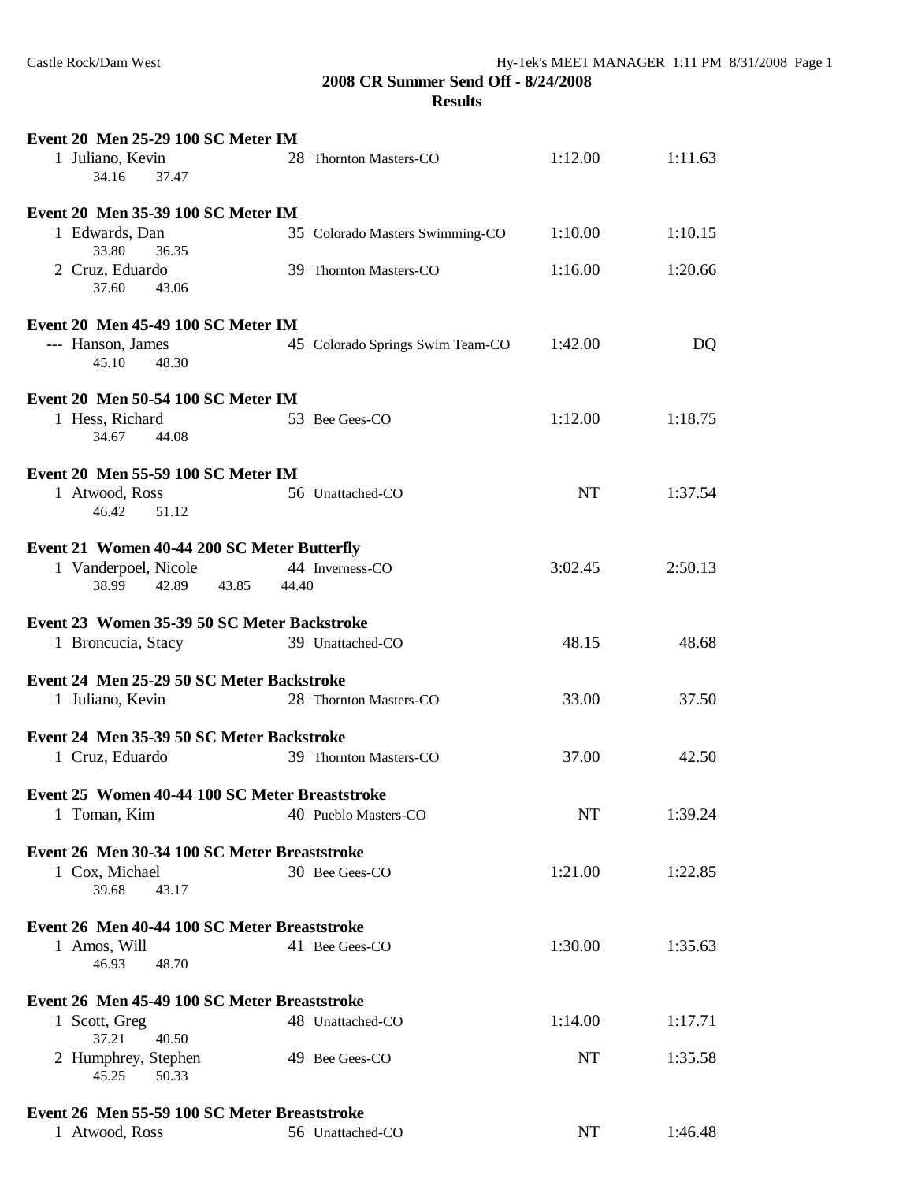**2008 CR Summer Send Off - 8/24/2008**
**Results**

**Event 20 Men 25-29 100 SC Meter IM**

| | Name | Age | Team | Seed Time | Finals Time |
|---|---|---|---|---|---|
| 1 | Juliano, Kevin | 28 | Thornton Masters-CO | 1:12.00 | 1:11.63 |
| | 34.16 37.47 | | | | |

**Event 20 Men 35-39 100 SC Meter IM**

| | Name | Age | Team | Seed Time | Finals Time |
|---|---|---|---|---|---|
| 1 | Edwards, Dan | 35 | Colorado Masters Swimming-CO | 1:10.00 | 1:10.15 |
| | 33.80 36.35 | | | | |
| 2 | Cruz, Eduardo | 39 | Thornton Masters-CO | 1:16.00 | 1:20.66 |
| | 37.60 43.06 | | | | |

**Event 20 Men 45-49 100 SC Meter IM**

| | Name | Age | Team | Seed Time | Finals Time |
|---|---|---|---|---|---|
| --- | Hanson, James | 45 | Colorado Springs Swim Team-CO | 1:42.00 | DQ |
| | 45.10 48.30 | | | | |

**Event 20 Men 50-54 100 SC Meter IM**

| | Name | Age | Team | Seed Time | Finals Time |
|---|---|---|---|---|---|
| 1 | Hess, Richard | 53 | Bee Gees-CO | 1:12.00 | 1:18.75 |
| | 34.67 44.08 | | | | |

**Event 20 Men 55-59 100 SC Meter IM**

| | Name | Age | Team | Seed Time | Finals Time |
|---|---|---|---|---|---|
| 1 | Atwood, Ross | 56 | Unattached-CO | NT | 1:37.54 |
| | 46.42 51.12 | | | | |

**Event 21 Women 40-44 200 SC Meter Butterfly**

| | Name | Age | Team | Seed Time | Finals Time |
|---|---|---|---|---|---|
| 1 | Vanderpoel, Nicole | 44 | Inverness-CO | 3:02.45 | 2:50.13 |
| | 38.99 42.89 43.85 44.40 | | | | |

**Event 23 Women 35-39 50 SC Meter Backstroke**

| | Name | Age | Team | Seed Time | Finals Time |
|---|---|---|---|---|---|
| 1 | Broncucia, Stacy | 39 | Unattached-CO | 48.15 | 48.68 |

**Event 24 Men 25-29 50 SC Meter Backstroke**

| | Name | Age | Team | Seed Time | Finals Time |
|---|---|---|---|---|---|
| 1 | Juliano, Kevin | 28 | Thornton Masters-CO | 33.00 | 37.50 |

**Event 24 Men 35-39 50 SC Meter Backstroke**

| | Name | Age | Team | Seed Time | Finals Time |
|---|---|---|---|---|---|
| 1 | Cruz, Eduardo | 39 | Thornton Masters-CO | 37.00 | 42.50 |

**Event 25 Women 40-44 100 SC Meter Breaststroke**

| | Name | Age | Team | Seed Time | Finals Time |
|---|---|---|---|---|---|
| 1 | Toman, Kim | 40 | Pueblo Masters-CO | NT | 1:39.24 |

**Event 26 Men 30-34 100 SC Meter Breaststroke**

| | Name | Age | Team | Seed Time | Finals Time |
|---|---|---|---|---|---|
| 1 | Cox, Michael | 30 | Bee Gees-CO | 1:21.00 | 1:22.85 |
| | 39.68 43.17 | | | | |

**Event 26 Men 40-44 100 SC Meter Breaststroke**

| | Name | Age | Team | Seed Time | Finals Time |
|---|---|---|---|---|---|
| 1 | Amos, Will | 41 | Bee Gees-CO | 1:30.00 | 1:35.63 |
| | 46.93 48.70 | | | | |

**Event 26 Men 45-49 100 SC Meter Breaststroke**

| | Name | Age | Team | Seed Time | Finals Time |
|---|---|---|---|---|---|
| 1 | Scott, Greg | 48 | Unattached-CO | 1:14.00 | 1:17.71 |
| | 37.21 40.50 | | | | |
| 2 | Humphrey, Stephen | 49 | Bee Gees-CO | NT | 1:35.58 |
| | 45.25 50.33 | | | | |

**Event 26 Men 55-59 100 SC Meter Breaststroke**

| | Name | Age | Team | Seed Time | Finals Time |
|---|---|---|---|---|---|
| 1 | Atwood, Ross | 56 | Unattached-CO | NT | 1:46.48 |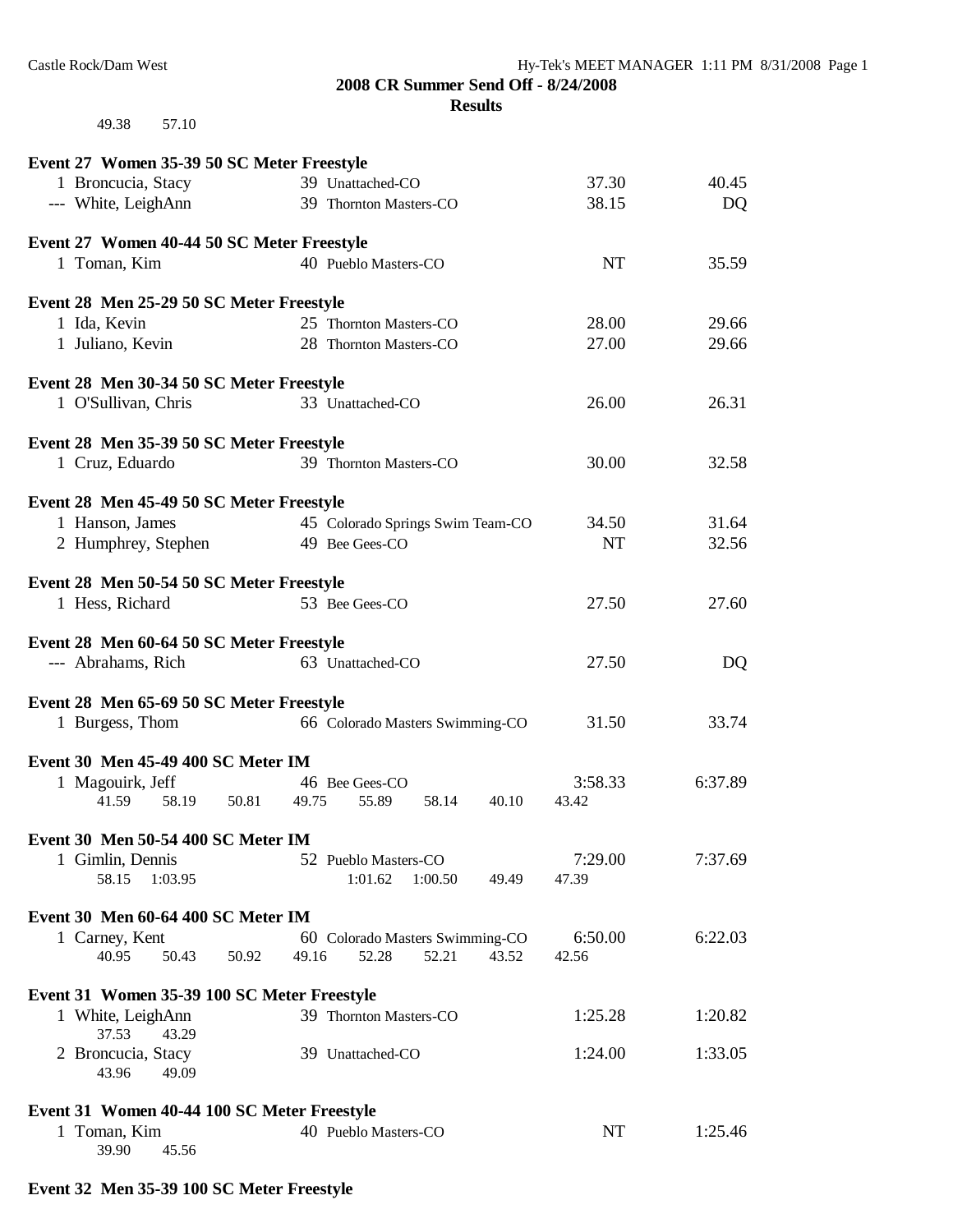**2008 CR Summer Send Off - 8/24/2008**

**Results**

49.38 57.10

**Event 27 Women 35-39 50 SC Meter Freestyle**

| | Name | Age | Team | Seed Time | Finals Time |
|---|---|---|---|---|---|
| 1 | Broncucia, Stacy | 39 | Unattached-CO | 37.30 | 40.45 |
| --- | White, LeighAnn | 39 | Thornton Masters-CO | 38.15 | DQ |

**Event 27 Women 40-44 50 SC Meter Freestyle**

| | Name | Age | Team | Seed Time | Finals Time |
|---|---|---|---|---|---|
| 1 | Toman, Kim | 40 | Pueblo Masters-CO | NT | 35.59 |

**Event 28 Men 25-29 50 SC Meter Freestyle**

| | Name | Age | Team | Seed Time | Finals Time |
|---|---|---|---|---|---|
| 1 | Ida, Kevin | 25 | Thornton Masters-CO | 28.00 | 29.66 |
| 1 | Juliano, Kevin | 28 | Thornton Masters-CO | 27.00 | 29.66 |

**Event 28 Men 30-34 50 SC Meter Freestyle**

| | Name | Age | Team | Seed Time | Finals Time |
|---|---|---|---|---|---|
| 1 | O'Sullivan, Chris | 33 | Unattached-CO | 26.00 | 26.31 |

**Event 28 Men 35-39 50 SC Meter Freestyle**

| | Name | Age | Team | Seed Time | Finals Time |
|---|---|---|---|---|---|
| 1 | Cruz, Eduardo | 39 | Thornton Masters-CO | 30.00 | 32.58 |

**Event 28 Men 45-49 50 SC Meter Freestyle**

| | Name | Age | Team | Seed Time | Finals Time |
|---|---|---|---|---|---|
| 1 | Hanson, James | 45 | Colorado Springs Swim Team-CO | 34.50 | 31.64 |
| 2 | Humphrey, Stephen | 49 | Bee Gees-CO | NT | 32.56 |

**Event 28 Men 50-54 50 SC Meter Freestyle**

| | Name | Age | Team | Seed Time | Finals Time |
|---|---|---|---|---|---|
| 1 | Hess, Richard | 53 | Bee Gees-CO | 27.50 | 27.60 |

**Event 28 Men 60-64 50 SC Meter Freestyle**

| | Name | Age | Team | Seed Time | Finals Time |
|---|---|---|---|---|---|
| --- | Abrahams, Rich | 63 | Unattached-CO | 27.50 | DQ |

**Event 28 Men 65-69 50 SC Meter Freestyle**

| | Name | Age | Team | Seed Time | Finals Time |
|---|---|---|---|---|---|
| 1 | Burgess, Thom | 66 | Colorado Masters Swimming-CO | 31.50 | 33.74 |

**Event 30 Men 45-49 400 SC Meter IM**

| | Name | Age | Team | Seed Time | Finals Time |
|---|---|---|---|---|---|
| 1 | Magouirk, Jeff | 46 | Bee Gees-CO | 3:58.33 | 6:37.89 |

41.59 58.19 50.81 49.75 55.89 58.14 40.10 43.42

**Event 30 Men 50-54 400 SC Meter IM**

| | Name | Age | Team | Seed Time | Finals Time |
|---|---|---|---|---|---|
| 1 | Gimlin, Dennis | 52 | Pueblo Masters-CO | 7:29.00 | 7:37.69 |

58.15 1:03.95 1:01.62 1:00.50 49.49 47.39

**Event 30 Men 60-64 400 SC Meter IM**

| | Name | Age | Team | Seed Time | Finals Time |
|---|---|---|---|---|---|
| 1 | Carney, Kent | 60 | Colorado Masters Swimming-CO | 6:50.00 | 6:22.03 |

40.95 50.43 50.92 49.16 52.28 52.21 43.52 42.56

**Event 31 Women 35-39 100 SC Meter Freestyle**

| | Name | Age | Team | Seed Time | Finals Time |
|---|---|---|---|---|---|
| 1 | White, LeighAnn | 39 | Thornton Masters-CO | 1:25.28 | 1:20.82 |
| | 37.53 43.29 | | | | |
| 2 | Broncucia, Stacy | 39 | Unattached-CO | 1:24.00 | 1:33.05 |
| | 43.96 49.09 | | | | |

**Event 31 Women 40-44 100 SC Meter Freestyle**

| | Name | Age | Team | Seed Time | Finals Time |
|---|---|---|---|---|---|
| 1 | Toman, Kim | 40 | Pueblo Masters-CO | NT | 1:25.46 |
| | 39.90 45.56 | | | | |

**Event 32 Men 35-39 100 SC Meter Freestyle**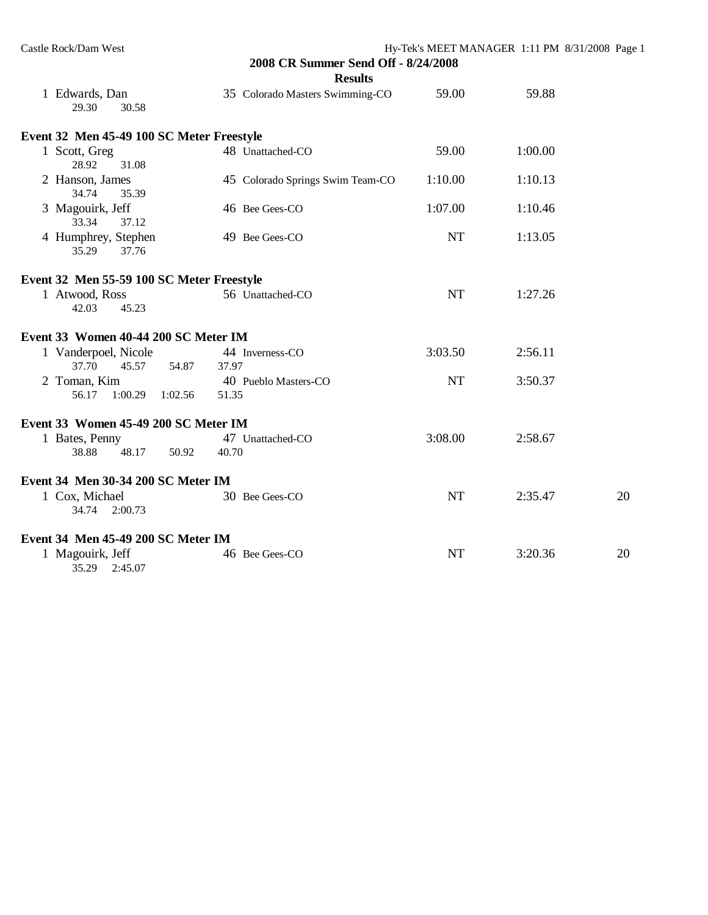## 2008 CR Summer Send Off - 8/24/2008

### Results

| | | | | | | |
|---|---|---|---|---|---|---|
| 1 | Edwards, Dan | 35 | Colorado Masters Swimming-CO | 59.00 | 59.88 | |
| | 29.30 30.58 | | | | | |

**Event 32 Men 45-49 100 SC Meter Freestyle**

| | | | | | | |
|---|---|---|---|---|---|---|
| 1 | Scott, Greg | 48 | Unattached-CO | 59.00 | 1:00.00 | |
| | 28.92 31.08 | | | | | |
| 2 | Hanson, James | 45 | Colorado Springs Swim Team-CO | 1:10.00 | 1:10.13 | |
| | 34.74 35.39 | | | | | |
| 3 | Magouirk, Jeff | 46 | Bee Gees-CO | 1:07.00 | 1:10.46 | |
| | 33.34 37.12 | | | | | |
| 4 | Humphrey, Stephen | 49 | Bee Gees-CO | NT | 1:13.05 | |
| | 35.29 37.76 | | | | | |

**Event 32 Men 55-59 100 SC Meter Freestyle**

| | | | | | | |
|---|---|---|---|---|---|---|
| 1 | Atwood, Ross | 56 | Unattached-CO | NT | 1:27.26 | |
| | 42.03 45.23 | | | | | |

**Event 33 Women 40-44 200 SC Meter IM**

| | | | | | | |
|---|---|---|---|---|---|---|
| 1 | Vanderpoel, Nicole | 44 | Inverness-CO | 3:03.50 | 2:56.11 | |
| | 37.70 45.57 54.87 37.97 | | | | | |
| 2 | Toman, Kim | 40 | Pueblo Masters-CO | NT | 3:50.37 | |
| | 56.17 1:00.29 1:02.56 51.35 | | | | | |

**Event 33 Women 45-49 200 SC Meter IM**

| | | | | | | |
|---|---|---|---|---|---|---|
| 1 | Bates, Penny | 47 | Unattached-CO | 3:08.00 | 2:58.67 | |
| | 38.88 48.17 50.92 40.70 | | | | | |

**Event 34 Men 30-34 200 SC Meter IM**

| | | | | | | |
|---|---|---|---|---|---|---|
| 1 | Cox, Michael | 30 | Bee Gees-CO | NT | 2:35.47 | 20 |
| | 34.74 2:00.73 | | | | | |

**Event 34 Men 45-49 200 SC Meter IM**

| | | | | | | |
|---|---|---|---|---|---|---|
| 1 | Magouirk, Jeff | 46 | Bee Gees-CO | NT | 3:20.36 | 20 |
| | 35.29 2:45.07 | | | | | |